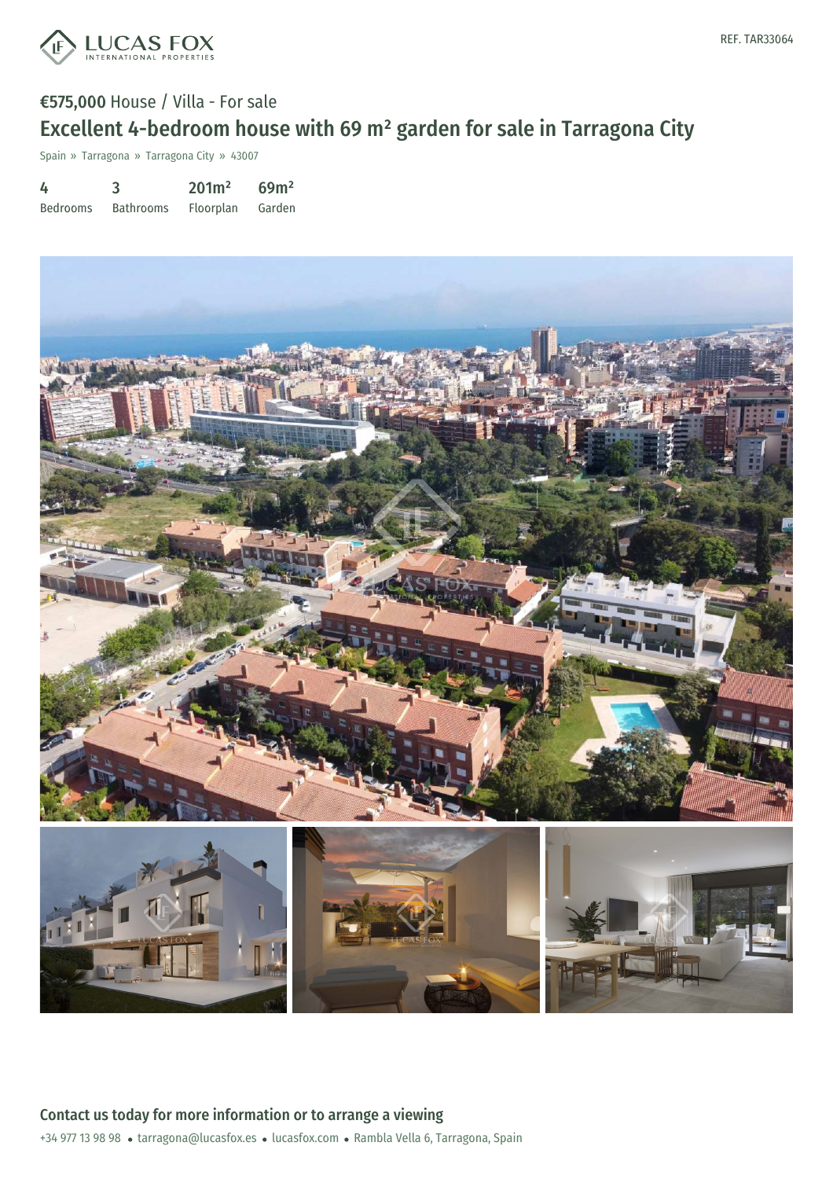REF. TAR33064

€575,000 House / Villa - For sale

# Excellent 4-bedroom house with 69 m² garden for sale in Tarragona City

Spain » Tarragona » Tarragona City » 43007

| 4 | 3 | 201m² | 69m² |
| --- | --- | --- | --- |
| Bedrooms | Bathrooms | Floorplan | Garden |

## Contact us today for more information or to arrange a viewing

+34 977 13 98 98 • tarragona@lucasfox.es • lucasfox.com • Rambla Vella 6, Tarragona, Spain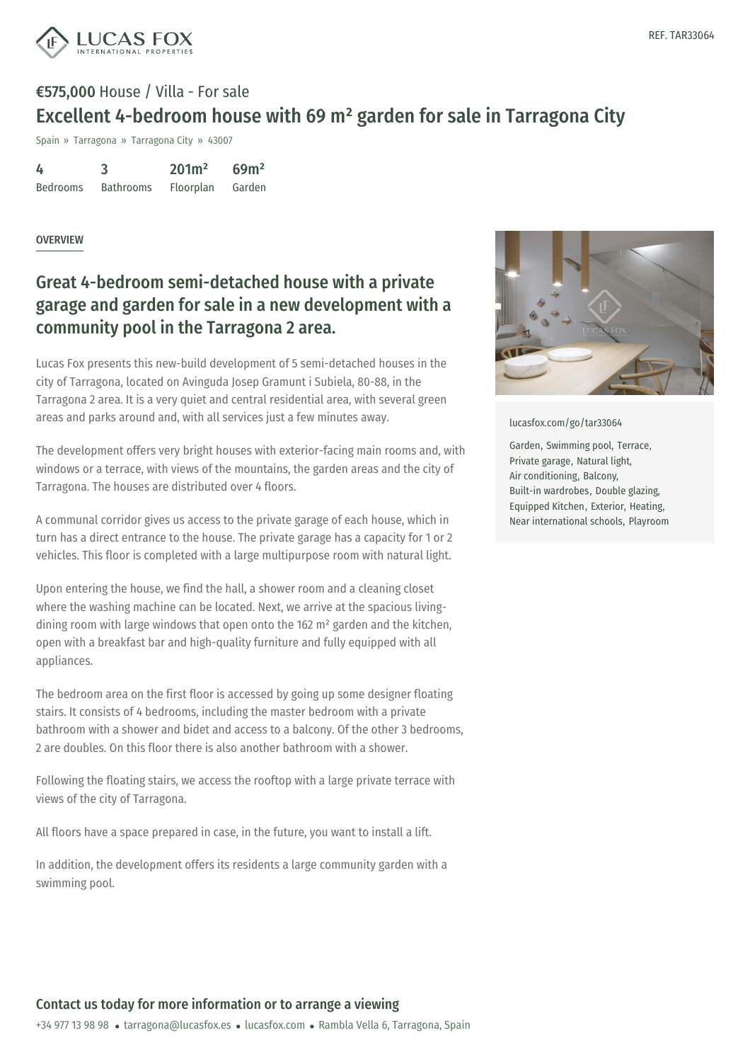REF. TAR33064

**€575,000** House / Villa - For sale

# Excellent 4-bedroom house with 69 m² garden for sale in Tarragona City

Spain » Tarragona » Tarragona City » 43007

| 4 | 3 | 201m² | 69m² |
|---|---|---|---|
| Bedrooms | Bathrooms | Floorplan | Garden |

OVERVIEW

## Great 4-bedroom semi-detached house with a private garage and garden for sale in a new development with a community pool in the Tarragona 2 area.

Lucas Fox presents this new-build development of 5 semi-detached houses in the city of Tarragona, located on Avinguda Josep Gramunt i Subiela, 80-88, in the Tarragona 2 area. It is a very quiet and central residential area, with several green areas and parks around and, with all services just a few minutes away.

The development offers very bright houses with exterior-facing main rooms and, with windows or a terrace, with views of the mountains, the garden areas and the city of Tarragona. The houses are distributed over 4 floors.

A communal corridor gives us access to the private garage of each house, which in turn has a direct entrance to the house. The private garage has a capacity for 1 or 2 vehicles. This floor is completed with a large multipurpose room with natural light.

Upon entering the house, we find the hall, a shower room and a cleaning closet where the washing machine can be located. Next, we arrive at the spacious living-dining room with large windows that open onto the 162 m² garden and the kitchen, open with a breakfast bar and high-quality furniture and fully equipped with all appliances.

The bedroom area on the first floor is accessed by going up some designer floating stairs. It consists of 4 bedrooms, including the master bedroom with a private bathroom with a shower and bidet and access to a balcony. Of the other 3 bedrooms, 2 are doubles. On this floor there is also another bathroom with a shower.

Following the floating stairs, we access the rooftop with a large private terrace with views of the city of Tarragona.

All floors have a space prepared in case, in the future, you want to install a lift.

In addition, the development offers its residents a large community garden with a swimming pool.

lucasfox.com/go/tar33064

Garden, Swimming pool, Terrace, Private garage, Natural light, Air conditioning, Balcony, Built-in wardrobes, Double glazing, Equipped Kitchen, Exterior, Heating, Near international schools, Playroom

### Contact us today for more information or to arrange a viewing

+34 977 13 98 98 • tarragona@lucasfox.es • lucasfox.com • Rambla Vella 6, Tarragona, Spain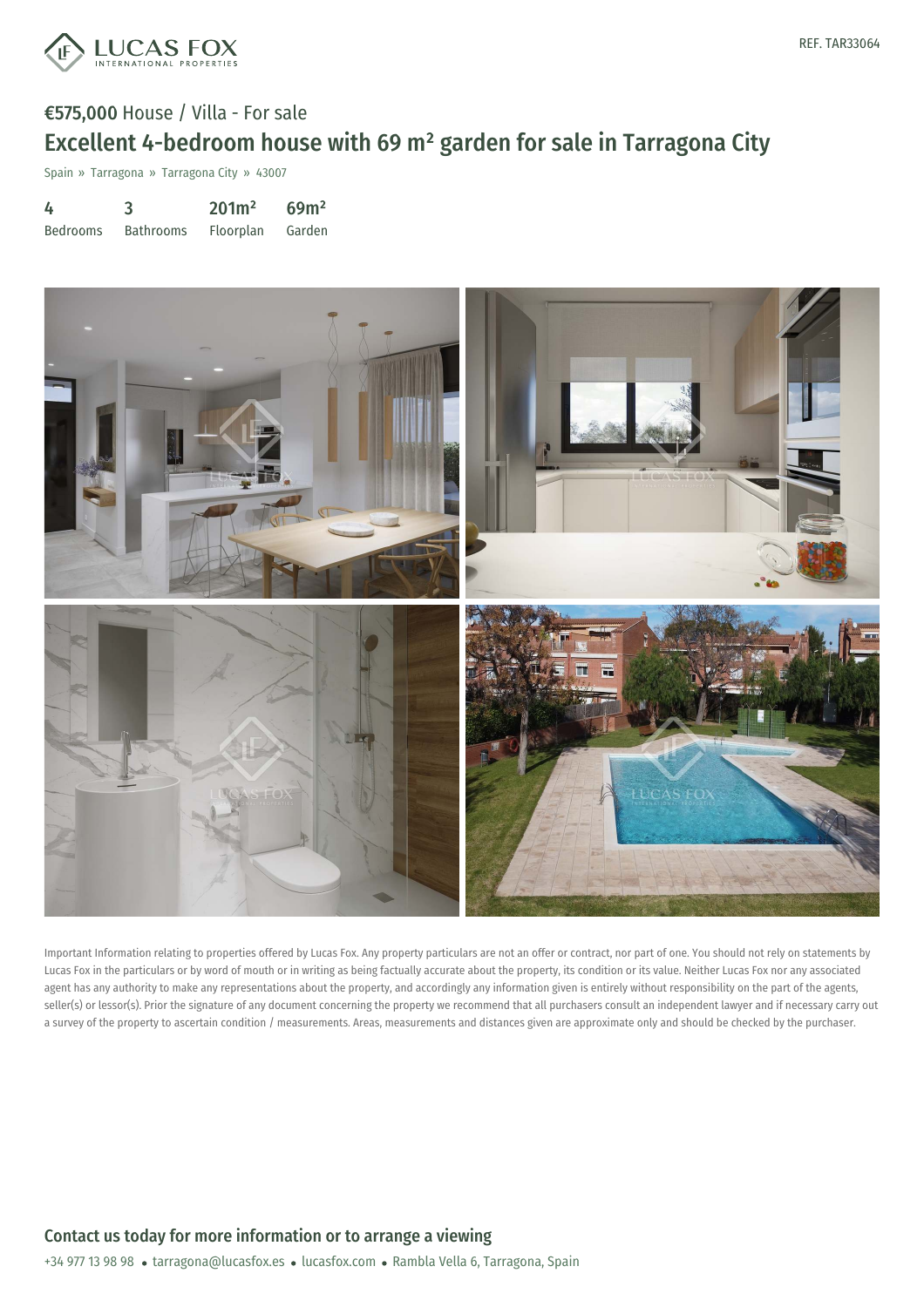REF. TAR33064

**€575,000** House / Villa - For sale

# Excellent 4-bedroom house with 69 m² garden for sale in Tarragona City

Spain » Tarragona » Tarragona City » 43007

| 4 | 3 | 201m² | 69m² |
|---|---|---|---|
| Bedrooms | Bathrooms | Floorplan | Garden |

Important Information relating to properties offered by Lucas Fox. Any property particulars are not an offer or contract, nor part of one. You should not rely on statements by Lucas Fox in the particulars or by word of mouth or in writing as being factually accurate about the property, its condition or its value. Neither Lucas Fox nor any associated agent has any authority to make any representations about the property, and accordingly any information given is entirely without responsibility on the part of the agents, seller(s) or lessor(s). Prior the signature of any document concerning the property we recommend that all purchasers consult an independent lawyer and if necessary carry out a survey of the property to ascertain condition / measurements. Areas, measurements and distances given are approximate only and should be checked by the purchaser.

## Contact us today for more information or to arrange a viewing

+34 977 13 98 98 • tarragona@lucasfox.es • lucasfox.com • Rambla Vella 6, Tarragona, Spain